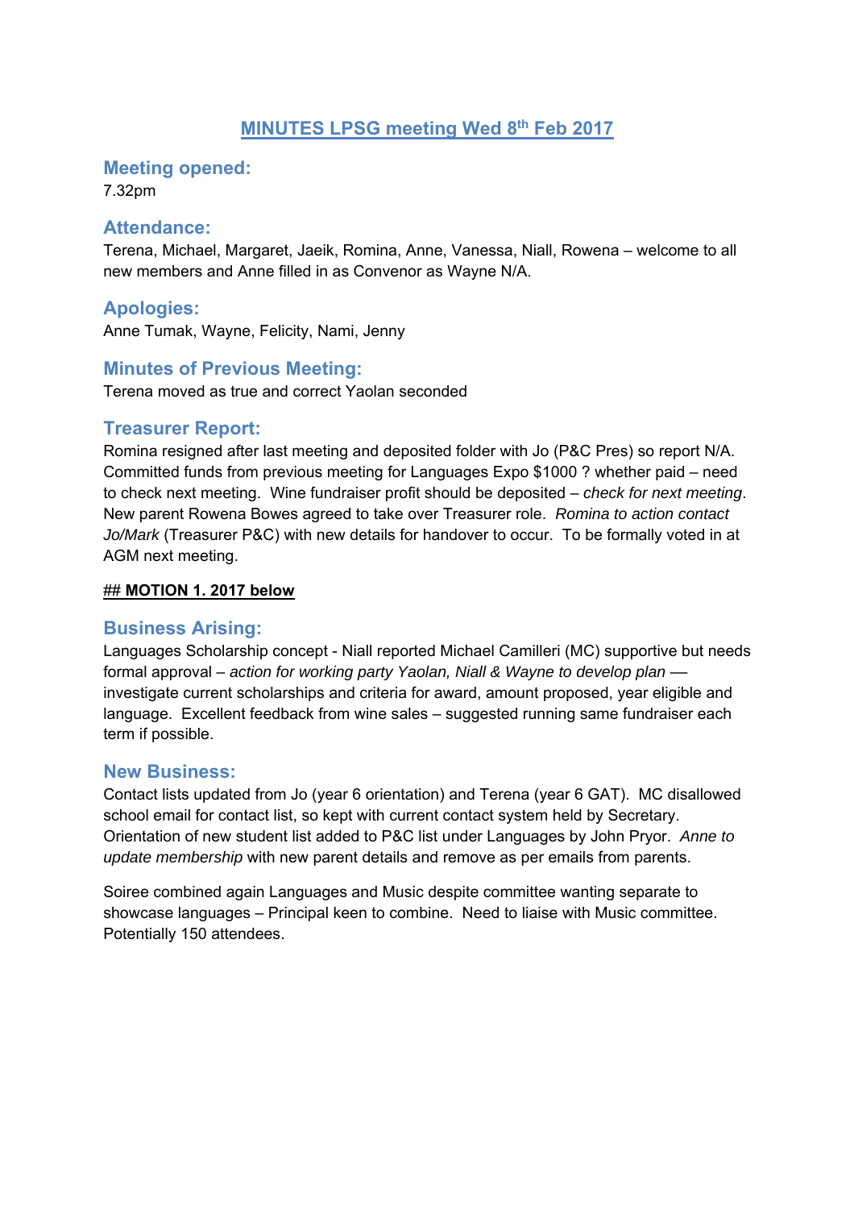# MINUTES LPSG meeting Wed 8th Feb 2017

## Meeting opened:

7.32pm

## Attendance:

Terena, Michael, Margaret, Jaeik, Romina, Anne, Vanessa, Niall, Rowena – welcome to all new members and Anne filled in as Convenor as Wayne N/A.

## Apologies:

Anne Tumak, Wayne, Felicity, Nami, Jenny

## Minutes of Previous Meeting:

Terena moved as true and correct Yaolan seconded

## Treasurer Report:

Romina resigned after last meeting and deposited folder with Jo (P&C Pres) so report N/A. Committed funds from previous meeting for Languages Expo $1000 ? whether paid – need to check next meeting. Wine fundraiser profit should be deposited – *check for next meeting*. New parent Rowena Bowes agreed to take over Treasurer role. *Romina to action contact Jo/Mark* (Treasurer P&C) with new details for handover to occur. To be formally voted in at AGM next meeting.

**## MOTION 1. 2017 below**

## Business Arising:

Languages Scholarship concept - Niall reported Michael Camilleri (MC) supportive but needs formal approval – *action for working party Yaolan, Niall & Wayne to develop plan* –– investigate current scholarships and criteria for award, amount proposed, year eligible and language. Excellent feedback from wine sales – suggested running same fundraiser each term if possible.

## New Business:

Contact lists updated from Jo (year 6 orientation) and Terena (year 6 GAT). MC disallowed school email for contact list, so kept with current contact system held by Secretary. Orientation of new student list added to P&C list under Languages by John Pryor. *Anne to update membership* with new parent details and remove as per emails from parents.

Soiree combined again Languages and Music despite committee wanting separate to showcase languages – Principal keen to combine. Need to liaise with Music committee. Potentially 150 attendees.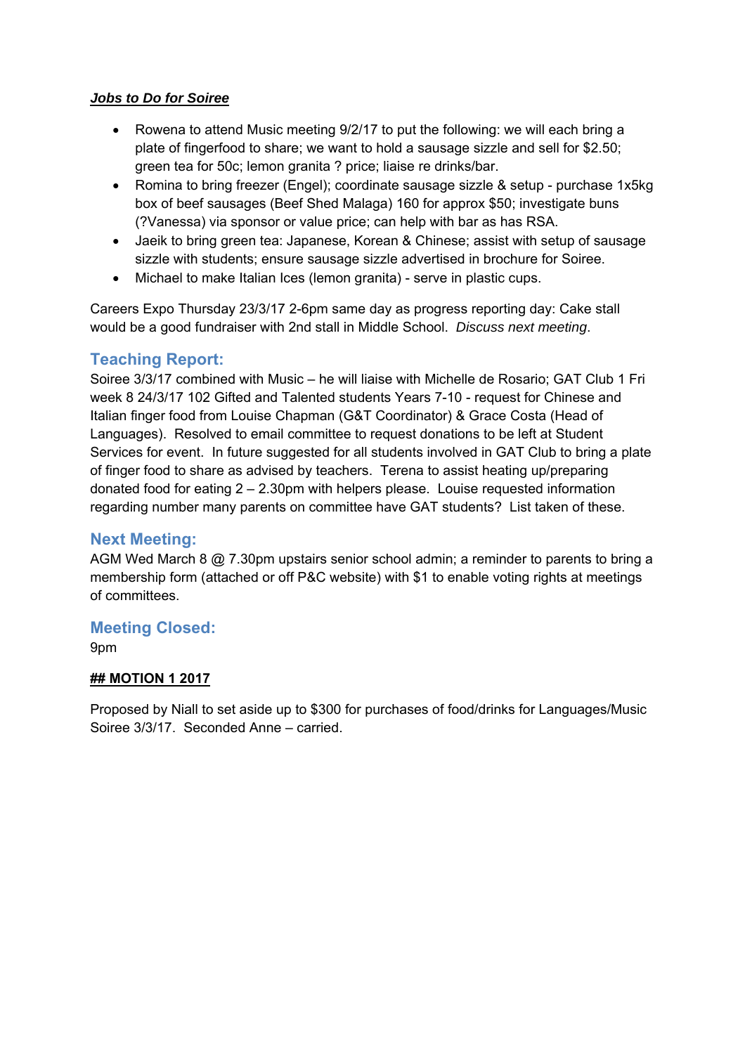***Jobs to Do for Soiree***

- Rowena to attend Music meeting 9/2/17 to put the following: we will each bring a plate of fingerfood to share; we want to hold a sausage sizzle and sell for $2.50; green tea for 50c; lemon granita ? price; liaise re drinks/bar.
- Romina to bring freezer (Engel); coordinate sausage sizzle & setup - purchase 1x5kg box of beef sausages (Beef Shed Malaga) 160 for approx $50; investigate buns (?Vanessa) via sponsor or value price; can help with bar as has RSA.
- Jaeik to bring green tea: Japanese, Korean & Chinese; assist with setup of sausage sizzle with students; ensure sausage sizzle advertised in brochure for Soiree.
- Michael to make Italian Ices (lemon granita) - serve in plastic cups.

Careers Expo Thursday 23/3/17 2-6pm same day as progress reporting day: Cake stall would be a good fundraiser with 2nd stall in Middle School. *Discuss next meeting*.

## Teaching Report:

Soiree 3/3/17 combined with Music – he will liaise with Michelle de Rosario; GAT Club 1 Fri week 8 24/3/17 102 Gifted and Talented students Years 7-10 - request for Chinese and Italian finger food from Louise Chapman (G&T Coordinator) & Grace Costa (Head of Languages). Resolved to email committee to request donations to be left at Student Services for event. In future suggested for all students involved in GAT Club to bring a plate of finger food to share as advised by teachers. Terena to assist heating up/preparing donated food for eating 2 – 2.30pm with helpers please. Louise requested information regarding number many parents on committee have GAT students? List taken of these.

## Next Meeting:

AGM Wed March 8 @ 7.30pm upstairs senior school admin; a reminder to parents to bring a membership form (attached or off P&C website) with $1 to enable voting rights at meetings of committees.

## Meeting Closed:

9pm

**## MOTION 1 2017**

Proposed by Niall to set aside up to $300 for purchases of food/drinks for Languages/Music Soiree 3/3/17. Seconded Anne – carried.